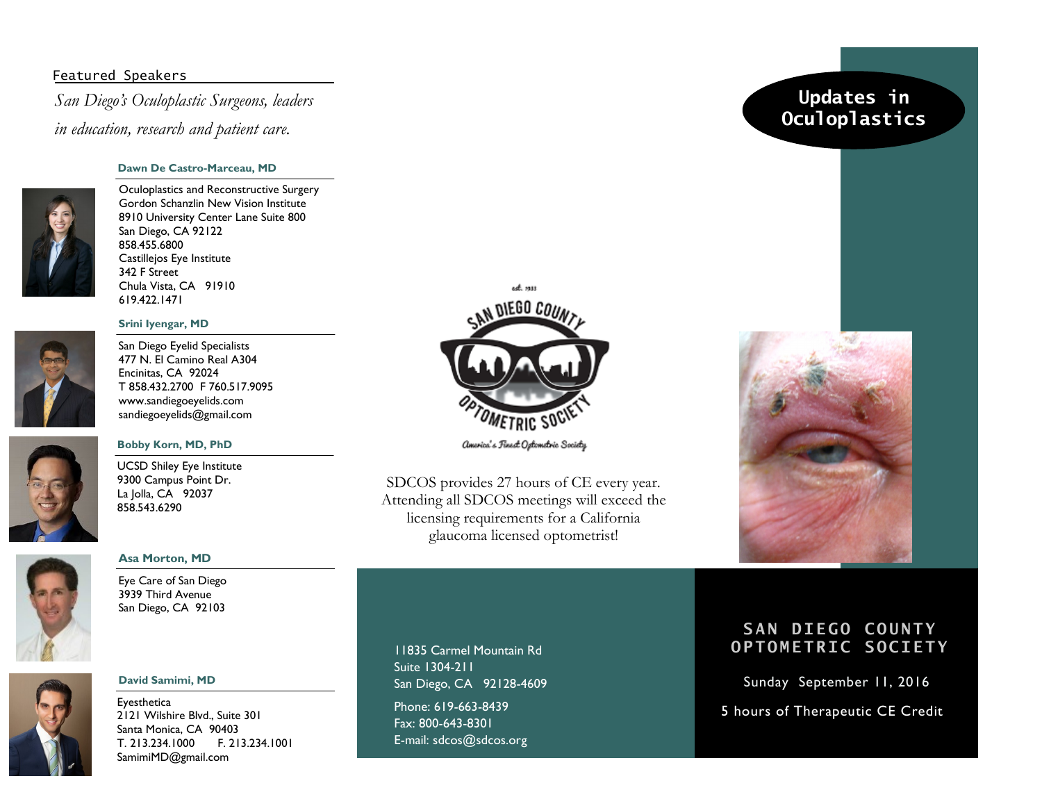## Featured Speakers

*San Diego's Oculoplastic Surgeons, leaders in education, research and patient care.*

### Dawn De Castro-Marceau, MD

Oculoplastics and Reconstructive Surgery
Gordon Schanzlin New Vision Institute
8910 University Center Lane Suite 800
San Diego, CA 92122
858.455.6800
Castillejos Eye Institute
342 F Street
Chula Vista, CA 91910
619.422.1471

### Srini Iyengar, MD

San Diego Eyelid Specialists
477 N. El Camino Real A304
Encinitas, CA 92024
T 858.432.2700 F 760.517.9095
www.sandiegoeyelids.com
sandiegoeyelids@gmail.com

### Bobby Korn, MD, PhD

UCSD Shiley Eye Institute
9300 Campus Point Dr.
La Jolla, CA 92037
858.543.6290

### Asa Morton, MD

Eye Care of San Diego
3939 Third Avenue
San Diego, CA 92103

### David Samimi, MD

Eyesthetica
2121 Wilshire Blvd., Suite 301
Santa Monica, CA 90403
T. 213.234.1000 F. 213.234.1001
SamimiMD@gmail.com

---

est. 1933

San Diego County Optometric Society

America's Finest Optometric Society

SDCOS provides 27 hours of CE every year. Attending all SDCOS meetings will exceed the licensing requirements for a California glaucoma licensed optometrist!

11835 Carmel Mountain Rd
Suite 1304-211
San Diego, CA 92128-4609

Phone: 619-663-8439
Fax: 800-643-8301
E-mail: sdcos@sdcos.org

---

# Updates in Oculoplastics

## SAN DIEGO COUNTY OPTOMETRIC SOCIETY

Sunday September 11, 2016

5 hours of Therapeutic CE Credit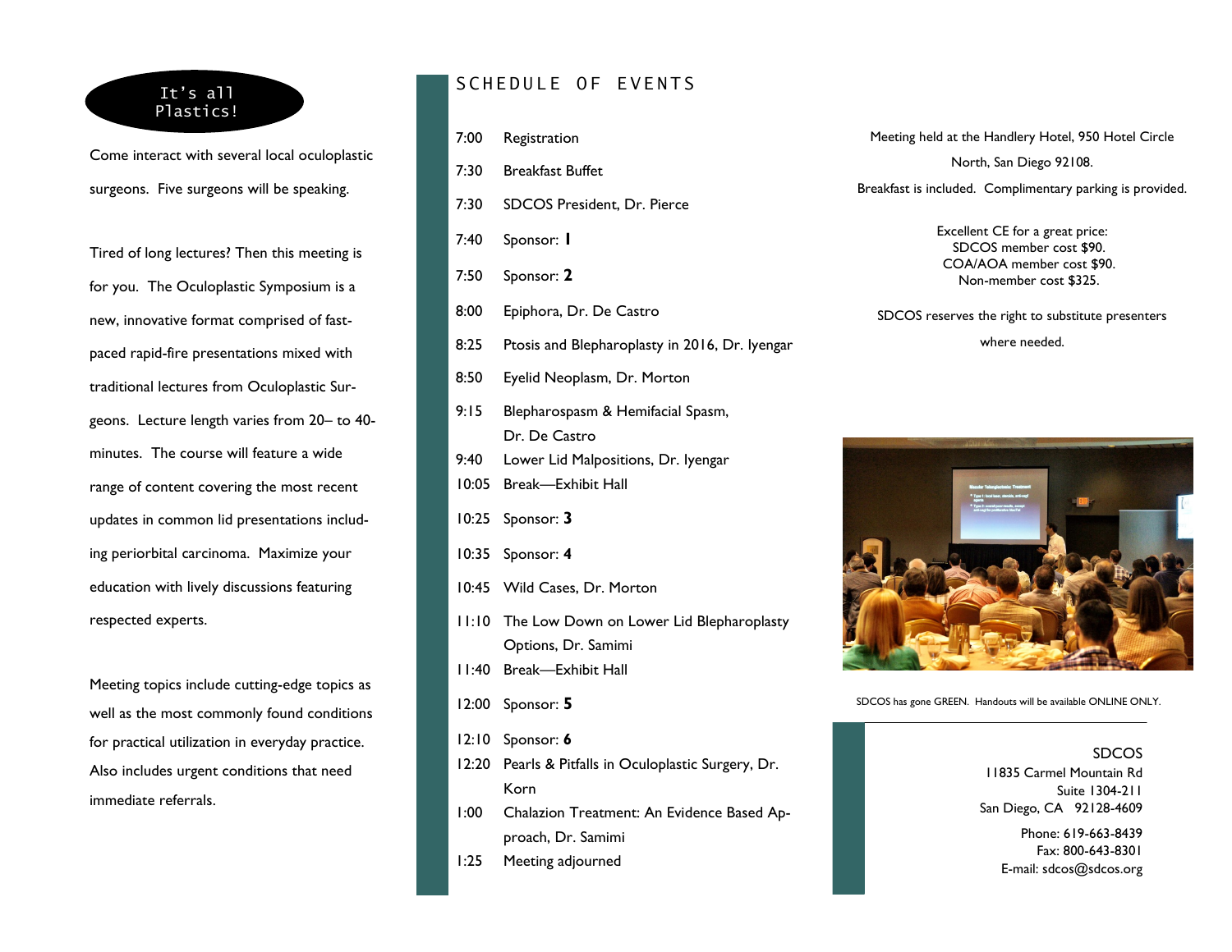It's all Plastics!

Come interact with several local oculoplastic surgeons. Five surgeons will be speaking.

Tired of long lectures? Then this meeting is for you. The Oculoplastic Symposium is a new, innovative format comprised of fast-paced rapid-fire presentations mixed with traditional lectures from Oculoplastic Surgeons. Lecture length varies from 20– to 40-minutes. The course will feature a wide range of content covering the most recent updates in common lid presentations including periorbital carcinoma. Maximize your education with lively discussions featuring respected experts.

Meeting topics include cutting-edge topics as well as the most commonly found conditions for practical utilization in everyday practice. Also includes urgent conditions that need immediate referrals.

## SCHEDULE OF EVENTS

| | |
|---|---|
| 7:00 | Registration |
| 7:30 | Breakfast Buffet |
| 7:30 | SDCOS President, Dr. Pierce |
| 7:40 | Sponsor: **1** |
| 7:50 | Sponsor: **2** |
| 8:00 | Epiphora, Dr. De Castro |
| 8:25 | Ptosis and Blepharoplasty in 2016, Dr. Iyengar |
| 8:50 | Eyelid Neoplasm, Dr. Morton |
| 9:15 | Blepharospasm & Hemifacial Spasm, Dr. De Castro |
| 9:40 | Lower Lid Malpositions, Dr. Iyengar |
| 10:05 | Break—Exhibit Hall |
| 10:25 | Sponsor: **3** |
| 10:35 | Sponsor: **4** |
| 10:45 | Wild Cases, Dr. Morton |
| 11:10 | The Low Down on Lower Lid Blepharoplasty Options, Dr. Samimi |
| 11:40 | Break—Exhibit Hall |
| 12:00 | Sponsor: **5** |
| 12:10 | Sponsor: **6** |
| 12:20 | Pearls & Pitfalls in Oculoplastic Surgery, Dr. Korn |
| 1:00 | Chalazion Treatment: An Evidence Based Approach, Dr. Samimi |
| 1:25 | Meeting adjourned |

Meeting held at the Handlery Hotel, 950 Hotel Circle North, San Diego 92108.

Breakfast is included. Complimentary parking is provided.

Excellent CE for a great price:
SDCOS member cost $90.
COA/AOA member cost $90.
Non-member cost $325.

SDCOS reserves the right to substitute presenters where needed.

SDCOS has gone GREEN. Handouts will be available ONLINE ONLY.

SDCOS
11835 Carmel Mountain Rd
Suite 1304-211
San Diego, CA 92128-4609

Phone: 619-663-8439
Fax: 800-643-8301
E-mail: sdcos@sdcos.org